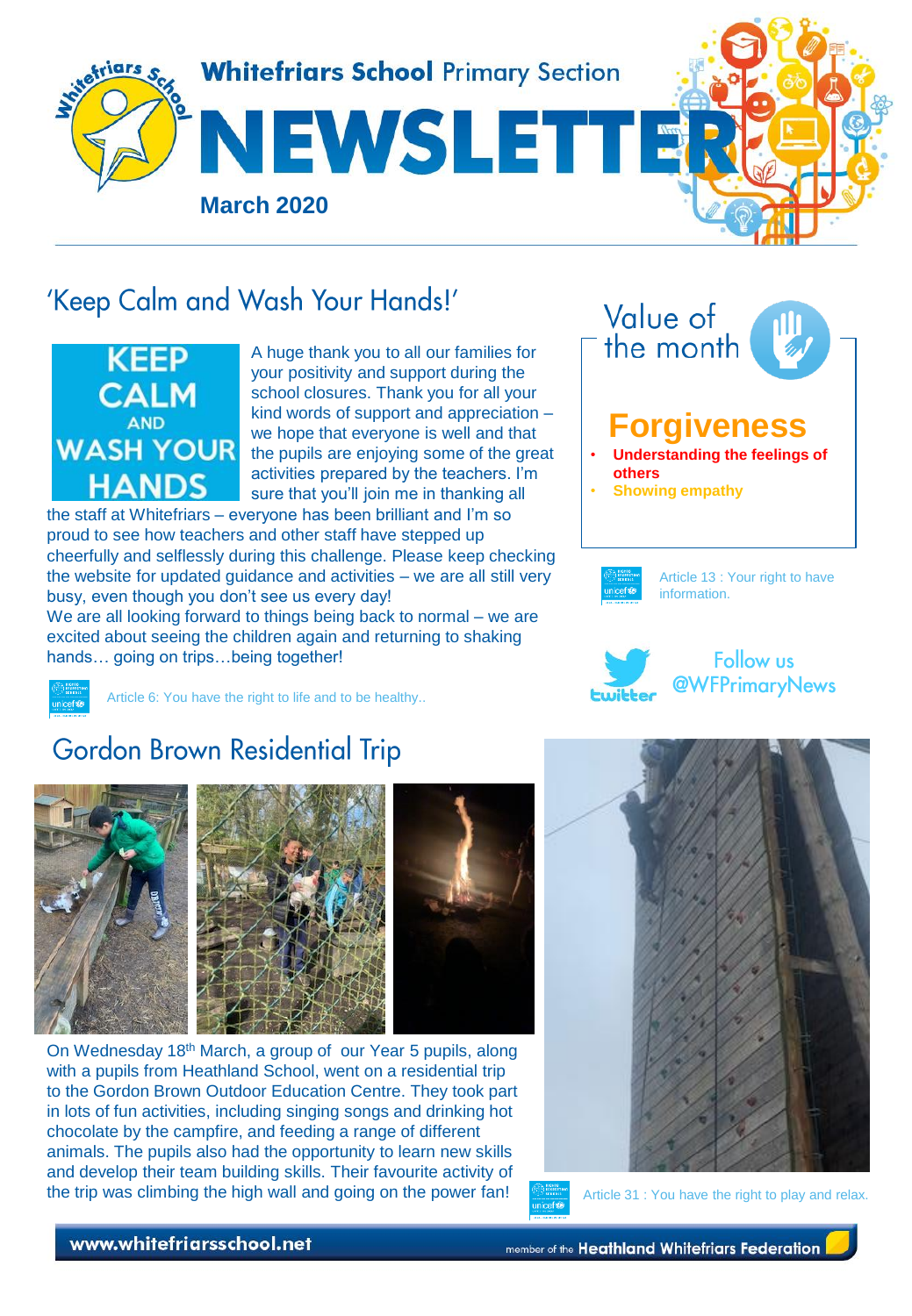# Whitefriars School Primary Section NEWSLETTER

**March 2020**

## 'Keep Calm and Wash Your Hands!'

KEEP CALM AND WASH YOUR HANDS

A huge thank you to all our families for your positivity and support during the school closures. Thank you for all your kind words of support and appreciation – we hope that everyone is well and that the pupils are enjoying some of the great activities prepared by the teachers. I'm sure that you'll join me in thanking all the staff at Whitefriars – everyone has been brilliant and I'm so proud to see how teachers and other staff have stepped up cheerfully and selflessly during this challenge. Please keep checking the website for updated guidance and activities – we are all still very busy, even though you don't see us every day!

We are all looking forward to things being back to normal – we are excited about seeing the children again and returning to shaking hands… going on trips…being together!

Article 6: You have the right to life and to be healthy..

## Value of the month

### Forgiveness

- **Understanding the feelings of others**
- **Showing empathy**

Article 13 : Your right to have information.

Follow us @WFPrimaryNews

## Gordon Brown Residential Trip

On Wednesday 18th March, a group of our Year 5 pupils, along with a pupils from Heathland School, went on a residential trip to the Gordon Brown Outdoor Education Centre. They took part in lots of fun activities, including singing songs and drinking hot chocolate by the campfire, and feeding a range of different animals. The pupils also had the opportunity to learn new skills and develop their team building skills. Their favourite activity of the trip was climbing the high wall and going on the power fan!

Article 31 : You have the right to play and relax.

www.whitefriarsschool.net — member of the Heathland Whitefriars Federation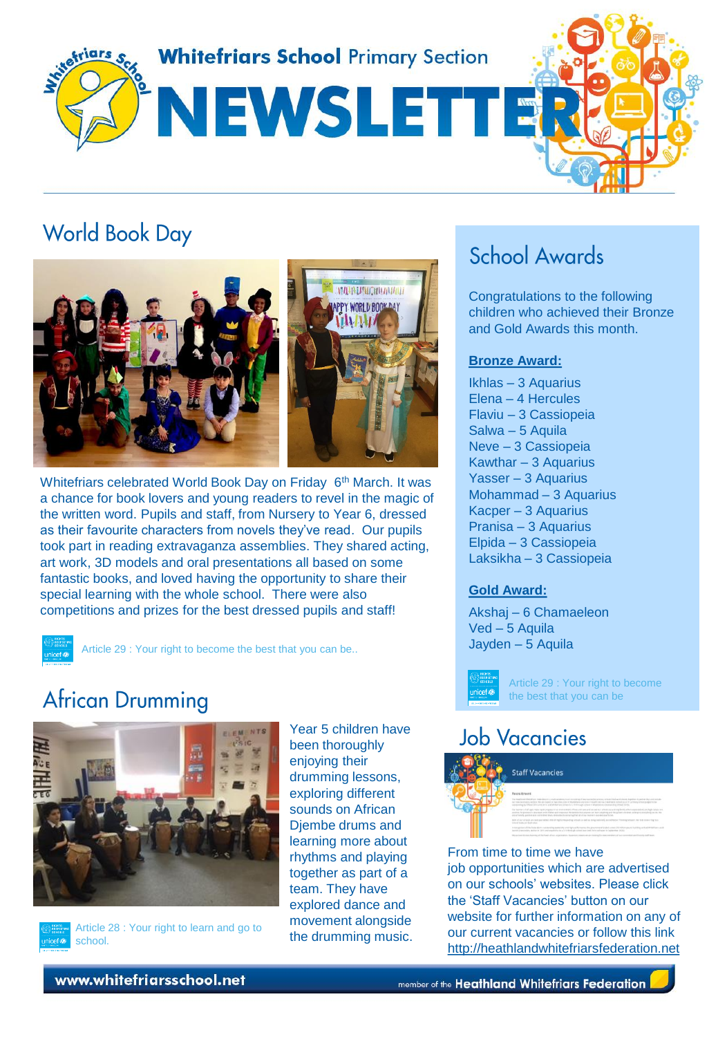# Whitefriars School Primary Section NEWSLETTER

## World Book Day

Whitefriars celebrated World Book Day on Friday 6th March. It was a chance for book lovers and young readers to revel in the magic of the written word. Pupils and staff, from Nursery to Year 6, dressed as their favourite characters from novels they've read. Our pupils took part in reading extravaganza assemblies. They shared acting, art work, 3D models and oral presentations all based on some fantastic books, and loved having the opportunity to share their special learning with the whole school. There were also competitions and prizes for the best dressed pupils and staff!

Article 29 : Your right to become the best that you can be..

## African Drumming

Year 5 children have been thoroughly enjoying their drumming lessons, exploring different sounds on African Djembe drums and learning more about rhythms and playing together as part of a team. They have explored dance and movement alongside the drumming music.

Article 28 : Your right to learn and go to school.

## School Awards

Congratulations to the following children who achieved their Bronze and Gold Awards this month.

**Bronze Award:**

Ikhlas – 3 Aquarius
Elena – 4 Hercules
Flaviu – 3 Cassiopeia
Salwa – 5 Aquila
Neve – 3 Cassiopeia
Kawthar – 3 Aquarius
Yasser – 3 Aquarius
Mohammad – 3 Aquarius
Kacper – 3 Aquarius
Pranisa – 3 Aquarius
Elpida – 3 Cassiopeia
Laksikha – 3 Cassiopeia

**Gold Award:**

Akshaj – 6 Chamaeleon
Ved – 5 Aquila
Jayden – 5 Aquila

Article 29 : Your right to become the best that you can be

## Job Vacancies

From time to time we have job opportunities which are advertised on our schools' websites. Please click the 'Staff Vacancies' button on our website for further information on any of our current vacancies or follow this link http://heathlandwhitefriarsfederation.net

www.whitefriarsschool.net — member of the Heathland Whitefriars Federation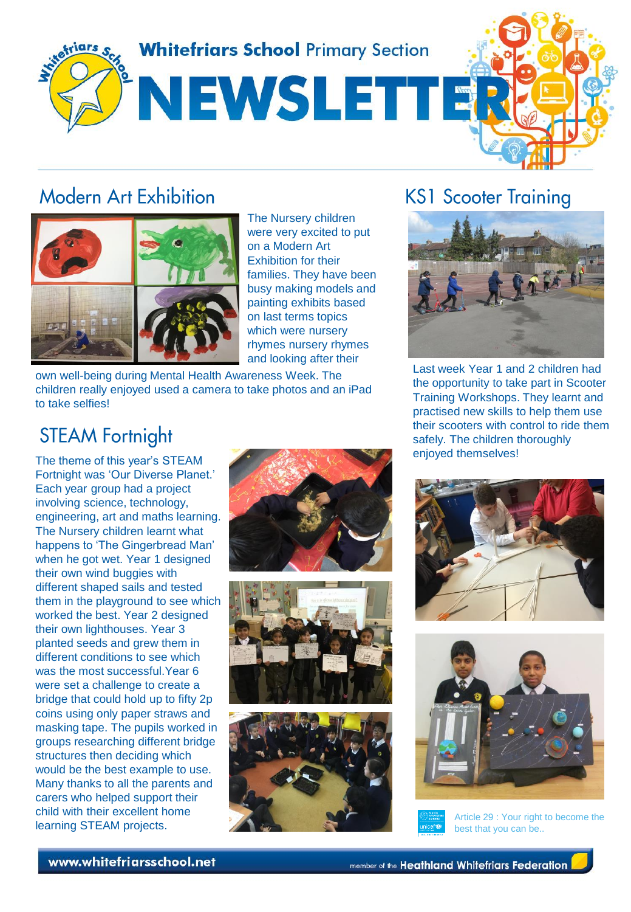# Whitefriars School Primary Section

# NEWSLETTER

## Modern Art Exhibition

The Nursery children were very excited to put on a Modern Art Exhibition for their families. They have been busy making models and painting exhibits based on last terms topics which were nursery rhymes nursery rhymes and looking after their own well-being during Mental Health Awareness Week. The children really enjoyed used a camera to take photos and an iPad to take selfies!

## STEAM Fortnight

The theme of this year's STEAM Fortnight was 'Our Diverse Planet.' Each year group had a project involving science, technology, engineering, art and maths learning. The Nursery children learnt what happens to 'The Gingerbread Man' when he got wet. Year 1 designed their own wind buggies with different shaped sails and tested them in the playground to see which worked the best. Year 2 designed their own lighthouses. Year 3 planted seeds and grew them in different conditions to see which was the most successful.Year 6 were set a challenge to create a bridge that could hold up to fifty 2p coins using only paper straws and masking tape. The pupils worked in groups researching different bridge structures then deciding which would be the best example to use. Many thanks to all the parents and carers who helped support their child with their excellent home learning STEAM projects.

## KS1 Scooter Training

Last week Year 1 and 2 children had the opportunity to take part in Scooter Training Workshops. They learnt and practised new skills to help them use their scooters with control to ride them safely. The children thoroughly enjoyed themselves!

Article 29 : Your right to become the best that you can be..

www.whitefriarsschool.net

member of the Heathland Whitefriars Federation